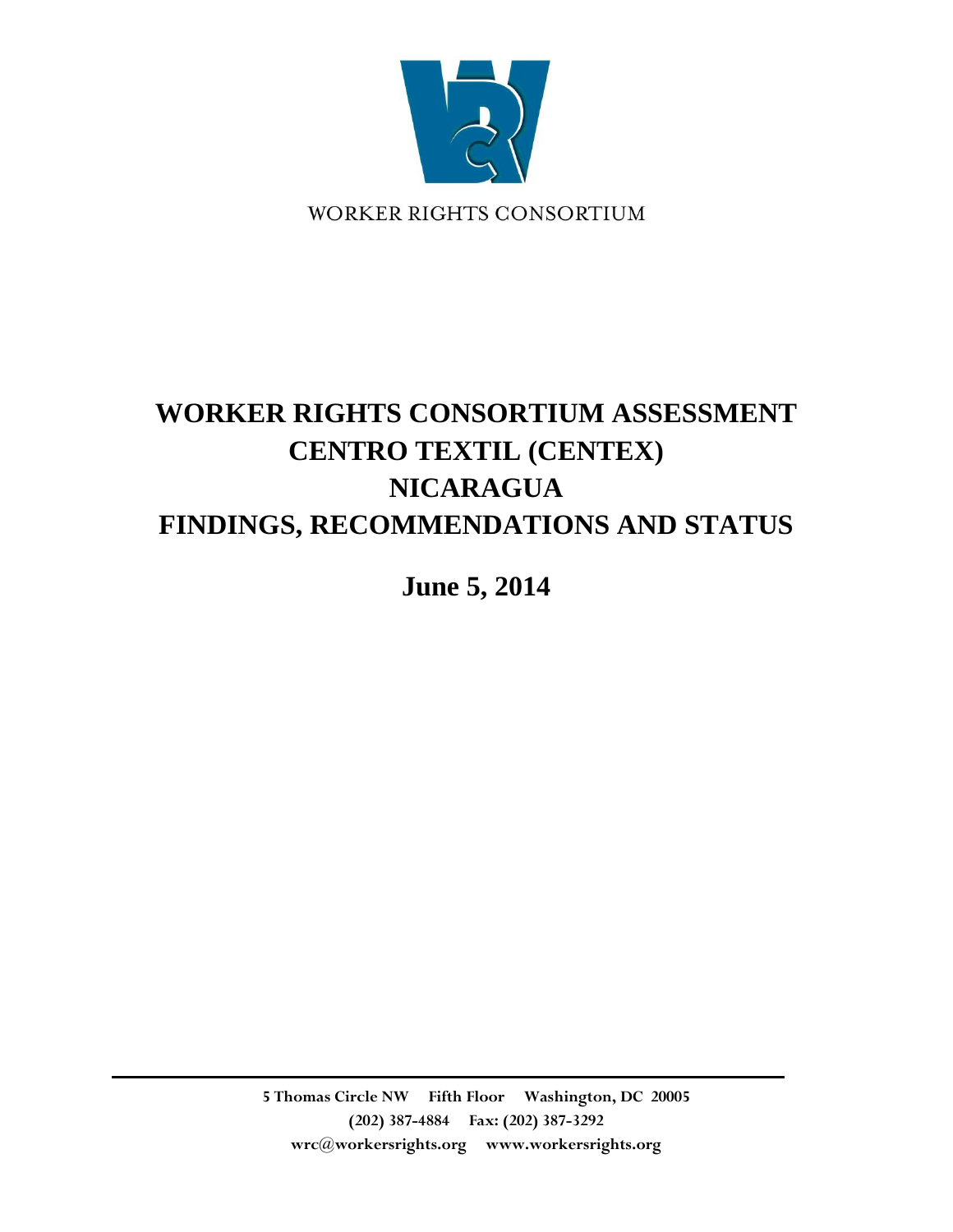WORKER RIGHTS CONSORTIUM

# WORKER RIGHTS CONSORTIUM ASSESSMENT
# CENTRO TEXTIL (CENTEX)
# NICARAGUA
# FINDINGS, RECOMMENDATIONS AND STATUS

**June 5, 2014**

**5 Thomas Circle NW    Fifth Floor    Washington, DC 20005**
**(202) 387-4884    Fax: (202) 387-3292**
**wrc@workersrights.org    www.workersrights.org**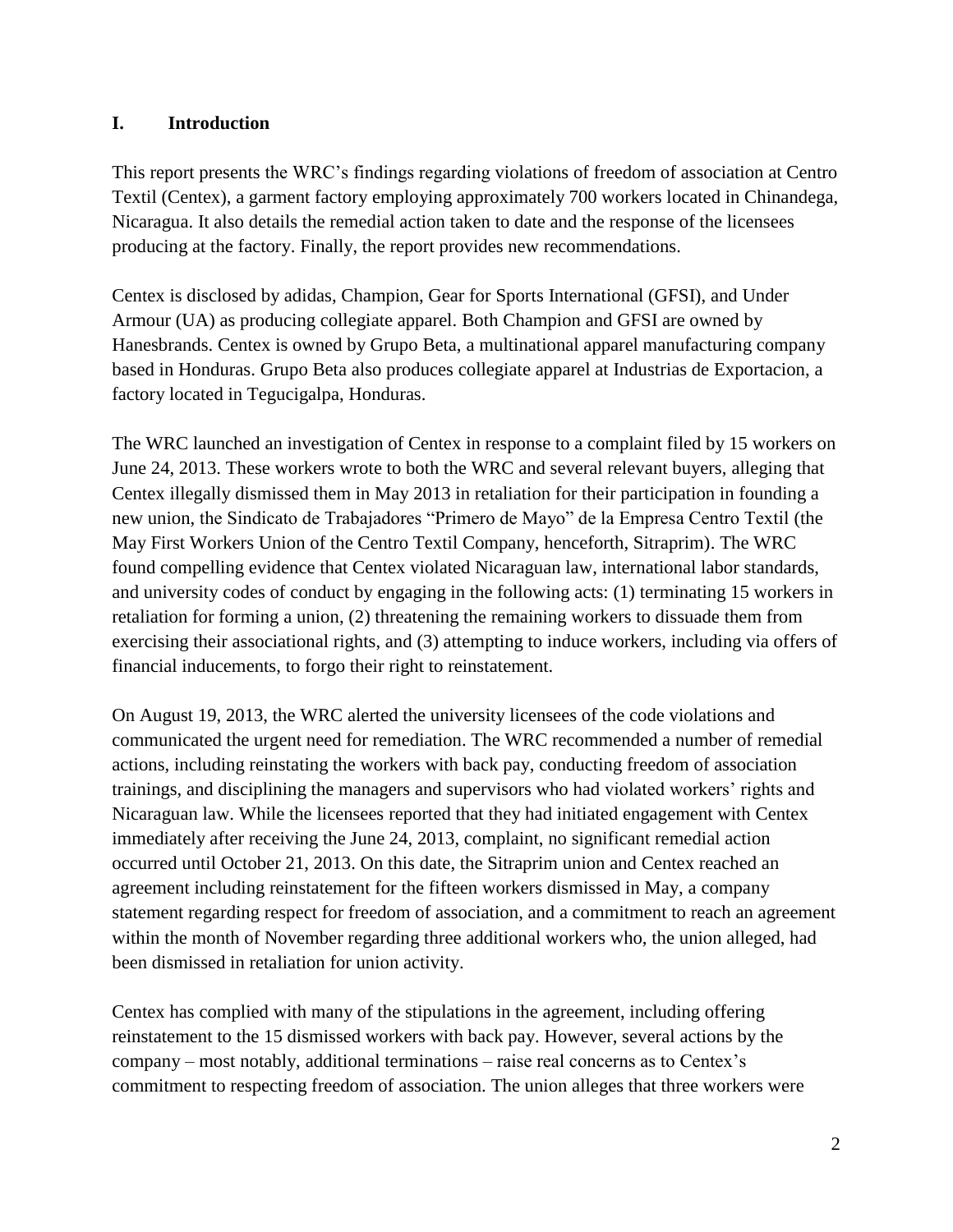## I. Introduction

This report presents the WRC's findings regarding violations of freedom of association at Centro Textil (Centex), a garment factory employing approximately 700 workers located in Chinandega, Nicaragua. It also details the remedial action taken to date and the response of the licensees producing at the factory. Finally, the report provides new recommendations.

Centex is disclosed by adidas, Champion, Gear for Sports International (GFSI), and Under Armour (UA) as producing collegiate apparel. Both Champion and GFSI are owned by Hanesbrands. Centex is owned by Grupo Beta, a multinational apparel manufacturing company based in Honduras. Grupo Beta also produces collegiate apparel at Industrias de Exportacion, a factory located in Tegucigalpa, Honduras.

The WRC launched an investigation of Centex in response to a complaint filed by 15 workers on June 24, 2013. These workers wrote to both the WRC and several relevant buyers, alleging that Centex illegally dismissed them in May 2013 in retaliation for their participation in founding a new union, the Sindicato de Trabajadores "Primero de Mayo" de la Empresa Centro Textil (the May First Workers Union of the Centro Textil Company, henceforth, Sitraprim). The WRC found compelling evidence that Centex violated Nicaraguan law, international labor standards, and university codes of conduct by engaging in the following acts: (1) terminating 15 workers in retaliation for forming a union, (2) threatening the remaining workers to dissuade them from exercising their associational rights, and (3) attempting to induce workers, including via offers of financial inducements, to forgo their right to reinstatement.

On August 19, 2013, the WRC alerted the university licensees of the code violations and communicated the urgent need for remediation. The WRC recommended a number of remedial actions, including reinstating the workers with back pay, conducting freedom of association trainings, and disciplining the managers and supervisors who had violated workers' rights and Nicaraguan law. While the licensees reported that they had initiated engagement with Centex immediately after receiving the June 24, 2013, complaint, no significant remedial action occurred until October 21, 2013. On this date, the Sitraprim union and Centex reached an agreement including reinstatement for the fifteen workers dismissed in May, a company statement regarding respect for freedom of association, and a commitment to reach an agreement within the month of November regarding three additional workers who, the union alleged, had been dismissed in retaliation for union activity.

Centex has complied with many of the stipulations in the agreement, including offering reinstatement to the 15 dismissed workers with back pay. However, several actions by the company – most notably, additional terminations – raise real concerns as to Centex's commitment to respecting freedom of association. The union alleges that three workers were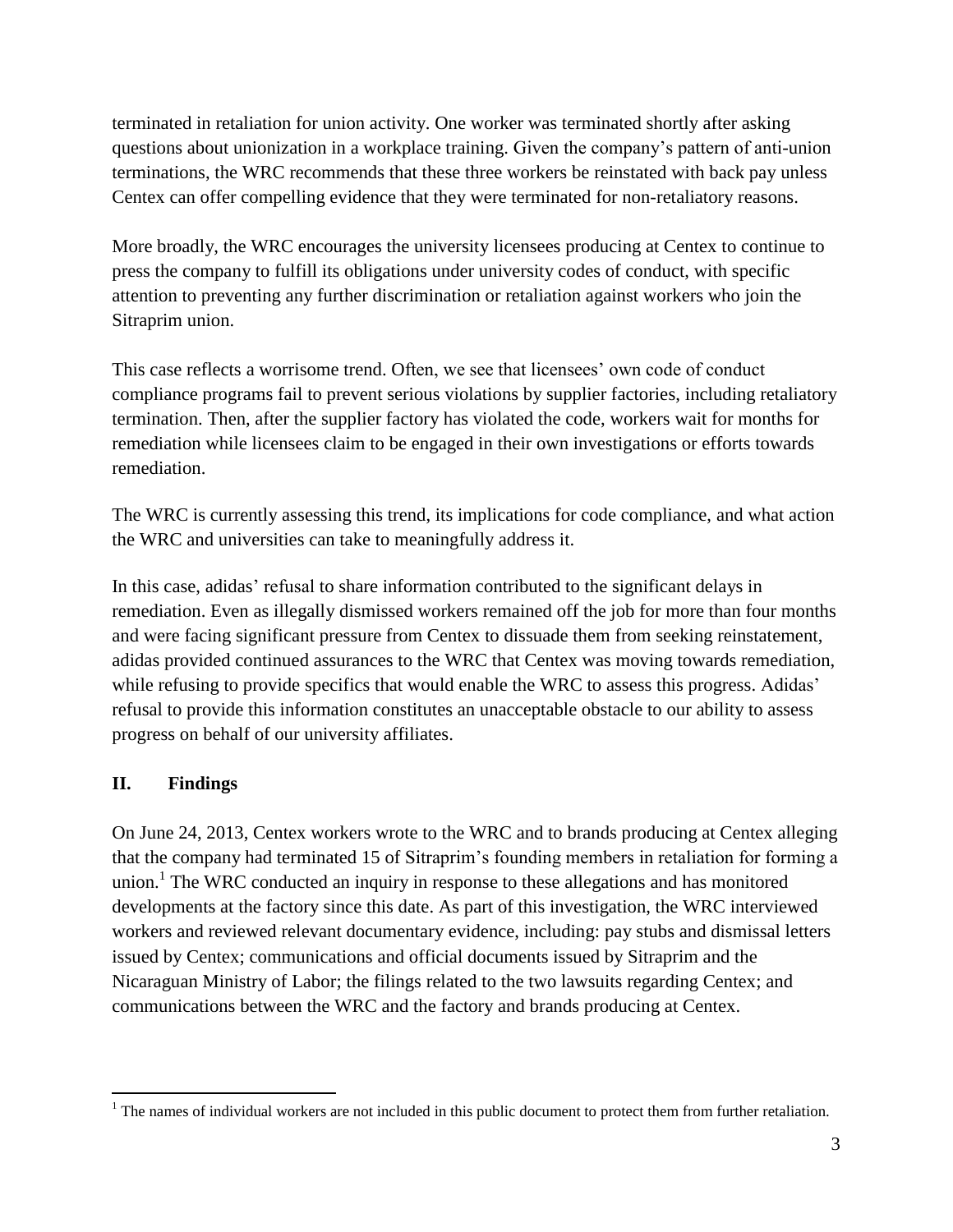terminated in retaliation for union activity. One worker was terminated shortly after asking questions about unionization in a workplace training. Given the company's pattern of anti-union terminations, the WRC recommends that these three workers be reinstated with back pay unless Centex can offer compelling evidence that they were terminated for non-retaliatory reasons.

More broadly, the WRC encourages the university licensees producing at Centex to continue to press the company to fulfill its obligations under university codes of conduct, with specific attention to preventing any further discrimination or retaliation against workers who join the Sitraprim union.

This case reflects a worrisome trend. Often, we see that licensees' own code of conduct compliance programs fail to prevent serious violations by supplier factories, including retaliatory termination. Then, after the supplier factory has violated the code, workers wait for months for remediation while licensees claim to be engaged in their own investigations or efforts towards remediation.

The WRC is currently assessing this trend, its implications for code compliance, and what action the WRC and universities can take to meaningfully address it.

In this case, adidas' refusal to share information contributed to the significant delays in remediation. Even as illegally dismissed workers remained off the job for more than four months and were facing significant pressure from Centex to dissuade them from seeking reinstatement, adidas provided continued assurances to the WRC that Centex was moving towards remediation, while refusing to provide specifics that would enable the WRC to assess this progress. Adidas' refusal to provide this information constitutes an unacceptable obstacle to our ability to assess progress on behalf of our university affiliates.

## II. Findings

On June 24, 2013, Centex workers wrote to the WRC and to brands producing at Centex alleging that the company had terminated 15 of Sitraprim's founding members in retaliation for forming a union.[1] The WRC conducted an inquiry in response to these allegations and has monitored developments at the factory since this date. As part of this investigation, the WRC interviewed workers and reviewed relevant documentary evidence, including: pay stubs and dismissal letters issued by Centex; communications and official documents issued by Sitraprim and the Nicaraguan Ministry of Labor; the filings related to the two lawsuits regarding Centex; and communications between the WRC and the factory and brands producing at Centex.

[1] The names of individual workers are not included in this public document to protect them from further retaliation.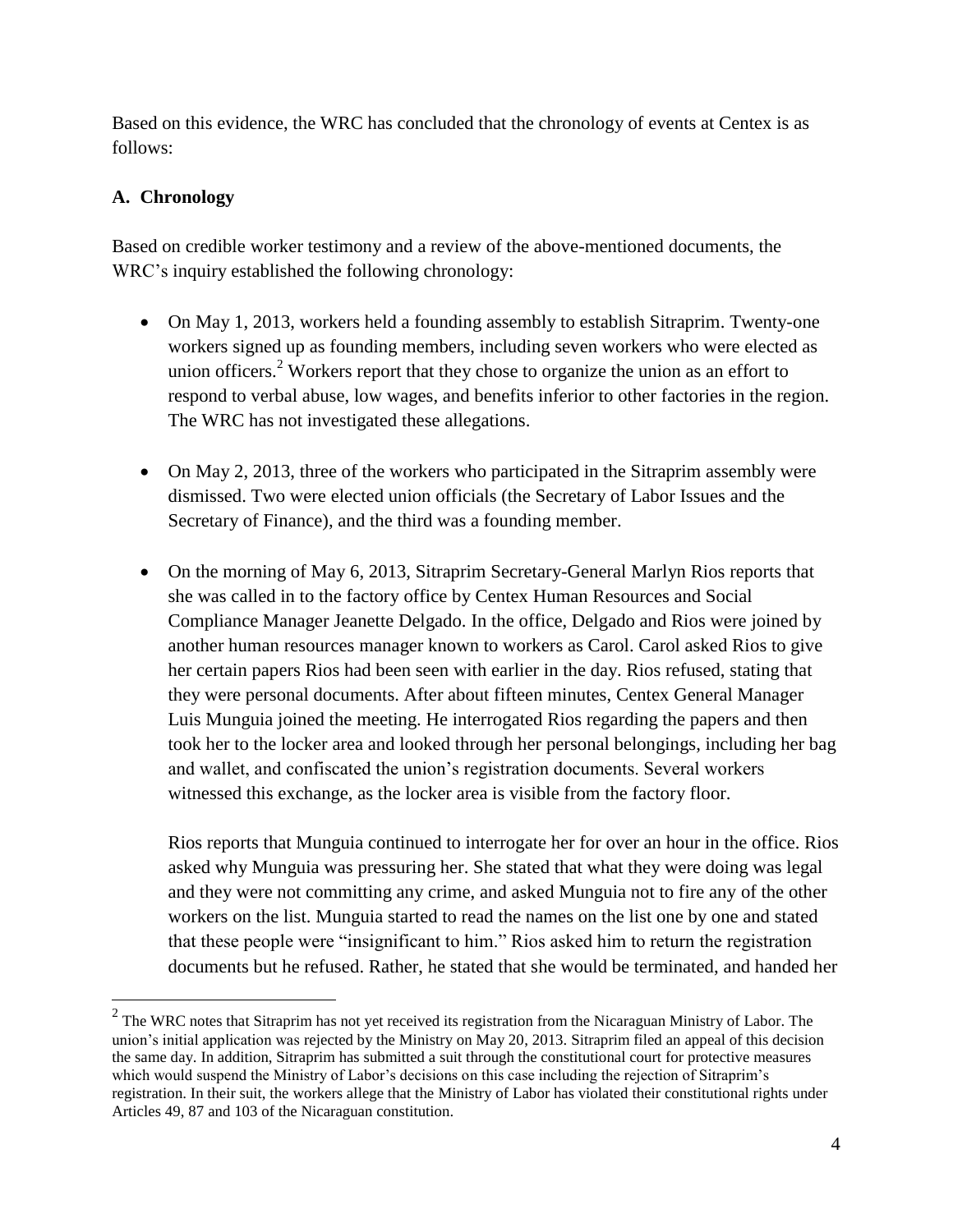Based on this evidence, the WRC has concluded that the chronology of events at Centex is as follows:

### A. Chronology

Based on credible worker testimony and a review of the above-mentioned documents, the WRC's inquiry established the following chronology:

- On May 1, 2013, workers held a founding assembly to establish Sitraprim. Twenty-one workers signed up as founding members, including seven workers who were elected as union officers.[2] Workers report that they chose to organize the union as an effort to respond to verbal abuse, low wages, and benefits inferior to other factories in the region. The WRC has not investigated these allegations.

- On May 2, 2013, three of the workers who participated in the Sitraprim assembly were dismissed. Two were elected union officials (the Secretary of Labor Issues and the Secretary of Finance), and the third was a founding member.

- On the morning of May 6, 2013, Sitraprim Secretary-General Marlyn Rios reports that she was called in to the factory office by Centex Human Resources and Social Compliance Manager Jeanette Delgado. In the office, Delgado and Rios were joined by another human resources manager known to workers as Carol. Carol asked Rios to give her certain papers Rios had been seen with earlier in the day. Rios refused, stating that they were personal documents. After about fifteen minutes, Centex General Manager Luis Munguia joined the meeting. He interrogated Rios regarding the papers and then took her to the locker area and looked through her personal belongings, including her bag and wallet, and confiscated the union's registration documents. Several workers witnessed this exchange, as the locker area is visible from the factory floor.

  Rios reports that Munguia continued to interrogate her for over an hour in the office. Rios asked why Munguia was pressuring her. She stated that what they were doing was legal and they were not committing any crime, and asked Munguia not to fire any of the other workers on the list. Munguia started to read the names on the list one by one and stated that these people were "insignificant to him." Rios asked him to return the registration documents but he refused. Rather, he stated that she would be terminated, and handed her

---

[2] The WRC notes that Sitraprim has not yet received its registration from the Nicaraguan Ministry of Labor. The union's initial application was rejected by the Ministry on May 20, 2013. Sitraprim filed an appeal of this decision the same day. In addition, Sitraprim has submitted a suit through the constitutional court for protective measures which would suspend the Ministry of Labor's decisions on this case including the rejection of Sitraprim's registration. In their suit, the workers allege that the Ministry of Labor has violated their constitutional rights under Articles 49, 87 and 103 of the Nicaraguan constitution.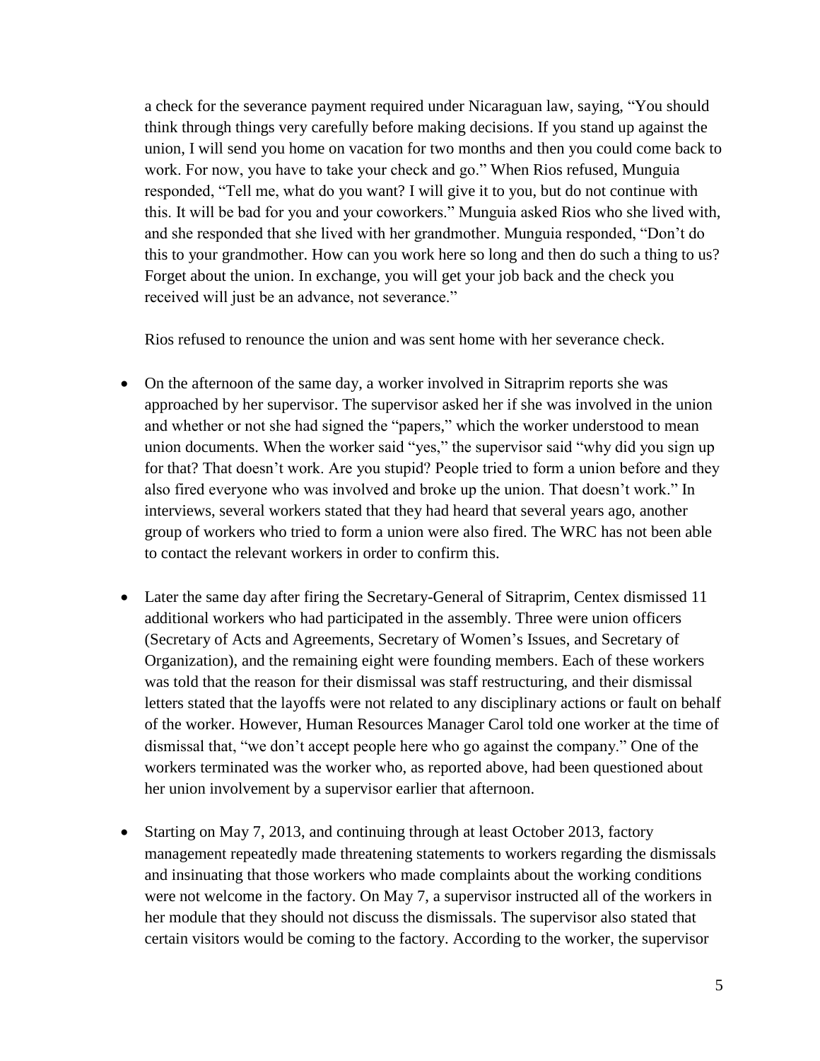a check for the severance payment required under Nicaraguan law, saying, "You should think through things very carefully before making decisions. If you stand up against the union, I will send you home on vacation for two months and then you could come back to work. For now, you have to take your check and go." When Rios refused, Munguia responded, "Tell me, what do you want? I will give it to you, but do not continue with this. It will be bad for you and your coworkers." Munguia asked Rios who she lived with, and she responded that she lived with her grandmother. Munguia responded, "Don't do this to your grandmother. How can you work here so long and then do such a thing to us? Forget about the union. In exchange, you will get your job back and the check you received will just be an advance, not severance."

Rios refused to renounce the union and was sent home with her severance check.

- On the afternoon of the same day, a worker involved in Sitraprim reports she was approached by her supervisor. The supervisor asked her if she was involved in the union and whether or not she had signed the "papers," which the worker understood to mean union documents. When the worker said "yes," the supervisor said "why did you sign up for that? That doesn't work. Are you stupid? People tried to form a union before and they also fired everyone who was involved and broke up the union. That doesn't work." In interviews, several workers stated that they had heard that several years ago, another group of workers who tried to form a union were also fired. The WRC has not been able to contact the relevant workers in order to confirm this.

- Later the same day after firing the Secretary-General of Sitraprim, Centex dismissed 11 additional workers who had participated in the assembly. Three were union officers (Secretary of Acts and Agreements, Secretary of Women's Issues, and Secretary of Organization), and the remaining eight were founding members. Each of these workers was told that the reason for their dismissal was staff restructuring, and their dismissal letters stated that the layoffs were not related to any disciplinary actions or fault on behalf of the worker. However, Human Resources Manager Carol told one worker at the time of dismissal that, "we don't accept people here who go against the company." One of the workers terminated was the worker who, as reported above, had been questioned about her union involvement by a supervisor earlier that afternoon.

- Starting on May 7, 2013, and continuing through at least October 2013, factory management repeatedly made threatening statements to workers regarding the dismissals and insinuating that those workers who made complaints about the working conditions were not welcome in the factory. On May 7, a supervisor instructed all of the workers in her module that they should not discuss the dismissals. The supervisor also stated that certain visitors would be coming to the factory. According to the worker, the supervisor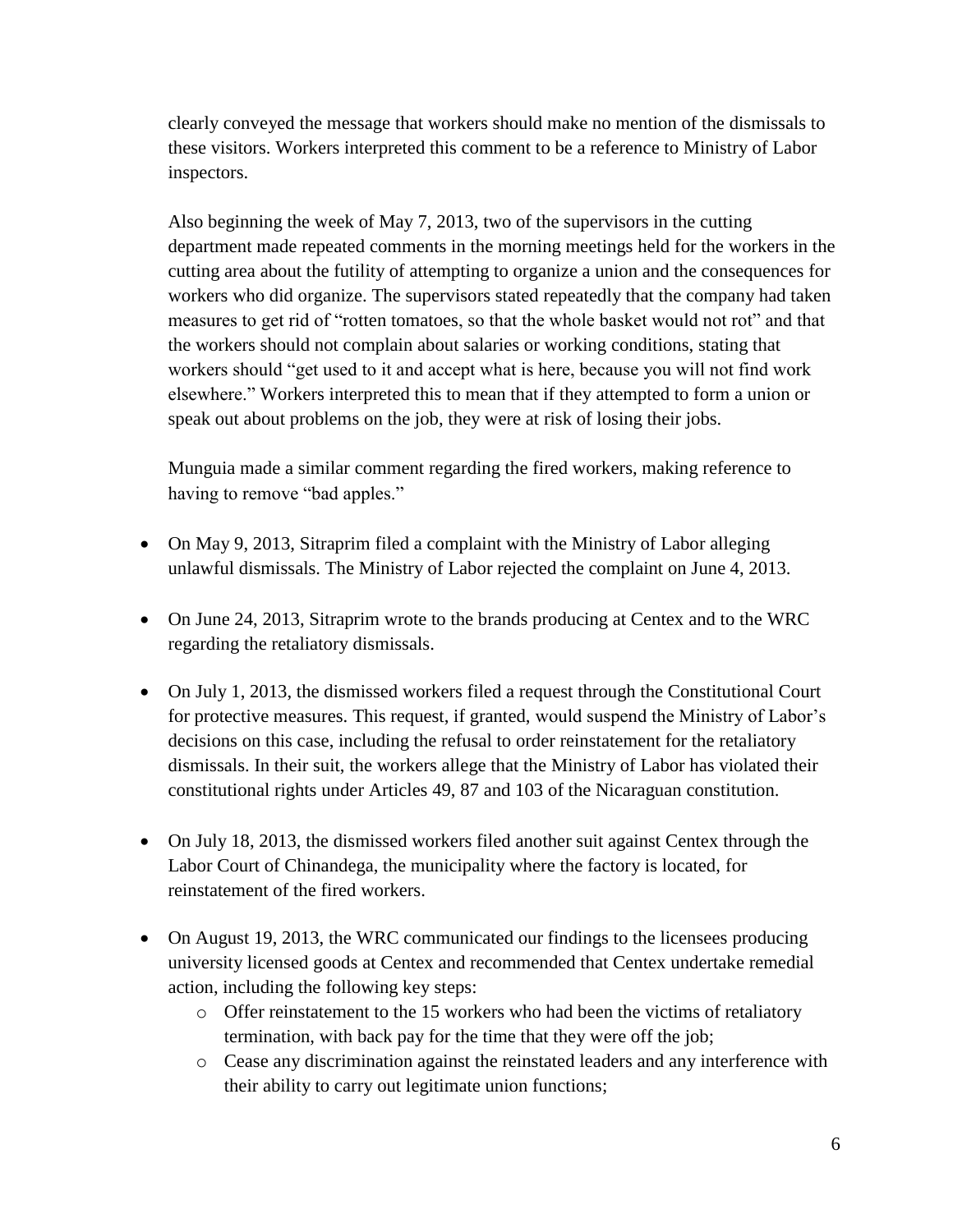clearly conveyed the message that workers should make no mention of the dismissals to these visitors. Workers interpreted this comment to be a reference to Ministry of Labor inspectors.

Also beginning the week of May 7, 2013, two of the supervisors in the cutting department made repeated comments in the morning meetings held for the workers in the cutting area about the futility of attempting to organize a union and the consequences for workers who did organize. The supervisors stated repeatedly that the company had taken measures to get rid of "rotten tomatoes, so that the whole basket would not rot" and that the workers should not complain about salaries or working conditions, stating that workers should "get used to it and accept what is here, because you will not find work elsewhere." Workers interpreted this to mean that if they attempted to form a union or speak out about problems on the job, they were at risk of losing their jobs.

Munguia made a similar comment regarding the fired workers, making reference to having to remove "bad apples."

- On May 9, 2013, Sitraprim filed a complaint with the Ministry of Labor alleging unlawful dismissals. The Ministry of Labor rejected the complaint on June 4, 2013.
- On June 24, 2013, Sitraprim wrote to the brands producing at Centex and to the WRC regarding the retaliatory dismissals.
- On July 1, 2013, the dismissed workers filed a request through the Constitutional Court for protective measures. This request, if granted, would suspend the Ministry of Labor's decisions on this case, including the refusal to order reinstatement for the retaliatory dismissals. In their suit, the workers allege that the Ministry of Labor has violated their constitutional rights under Articles 49, 87 and 103 of the Nicaraguan constitution.
- On July 18, 2013, the dismissed workers filed another suit against Centex through the Labor Court of Chinandega, the municipality where the factory is located, for reinstatement of the fired workers.
- On August 19, 2013, the WRC communicated our findings to the licensees producing university licensed goods at Centex and recommended that Centex undertake remedial action, including the following key steps:
    - Offer reinstatement to the 15 workers who had been the victims of retaliatory termination, with back pay for the time that they were off the job;
    - Cease any discrimination against the reinstated leaders and any interference with their ability to carry out legitimate union functions;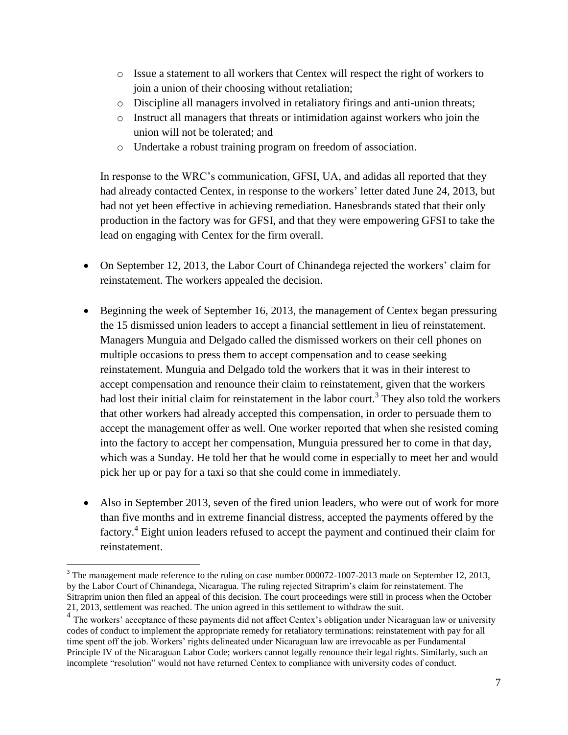- Issue a statement to all workers that Centex will respect the right of workers to join a union of their choosing without retaliation;
  - Discipline all managers involved in retaliatory firings and anti-union threats;
  - Instruct all managers that threats or intimidation against workers who join the union will not be tolerated; and
  - Undertake a robust training program on freedom of association.

  In response to the WRC's communication, GFSI, UA, and adidas all reported that they had already contacted Centex, in response to the workers' letter dated June 24, 2013, but had not yet been effective in achieving remediation. Hanesbrands stated that their only production in the factory was for GFSI, and that they were empowering GFSI to take the lead on engaging with Centex for the firm overall.

- On September 12, 2013, the Labor Court of Chinandega rejected the workers' claim for reinstatement. The workers appealed the decision.

- Beginning the week of September 16, 2013, the management of Centex began pressuring the 15 dismissed union leaders to accept a financial settlement in lieu of reinstatement. Managers Munguia and Delgado called the dismissed workers on their cell phones on multiple occasions to press them to accept compensation and to cease seeking reinstatement. Munguia and Delgado told the workers that it was in their interest to accept compensation and renounce their claim to reinstatement, given that the workers had lost their initial claim for reinstatement in the labor court.[3] They also told the workers that other workers had already accepted this compensation, in order to persuade them to accept the management offer as well. One worker reported that when she resisted coming into the factory to accept her compensation, Munguia pressured her to come in that day, which was a Sunday. He told her that he would come in especially to meet her and would pick her up or pay for a taxi so that she could come in immediately.

- Also in September 2013, seven of the fired union leaders, who were out of work for more than five months and in extreme financial distress, accepted the payments offered by the factory.[4] Eight union leaders refused to accept the payment and continued their claim for reinstatement.

---

[3] The management made reference to the ruling on case number 000072-1007-2013 made on September 12, 2013, by the Labor Court of Chinandega, Nicaragua. The ruling rejected Sitraprim's claim for reinstatement. The Sitraprim union then filed an appeal of this decision. The court proceedings were still in process when the October 21, 2013, settlement was reached. The union agreed in this settlement to withdraw the suit.

[4] The workers' acceptance of these payments did not affect Centex's obligation under Nicaraguan law or university codes of conduct to implement the appropriate remedy for retaliatory terminations: reinstatement with pay for all time spent off the job. Workers' rights delineated under Nicaraguan law are irrevocable as per Fundamental Principle IV of the Nicaraguan Labor Code; workers cannot legally renounce their legal rights. Similarly, such an incomplete "resolution" would not have returned Centex to compliance with university codes of conduct.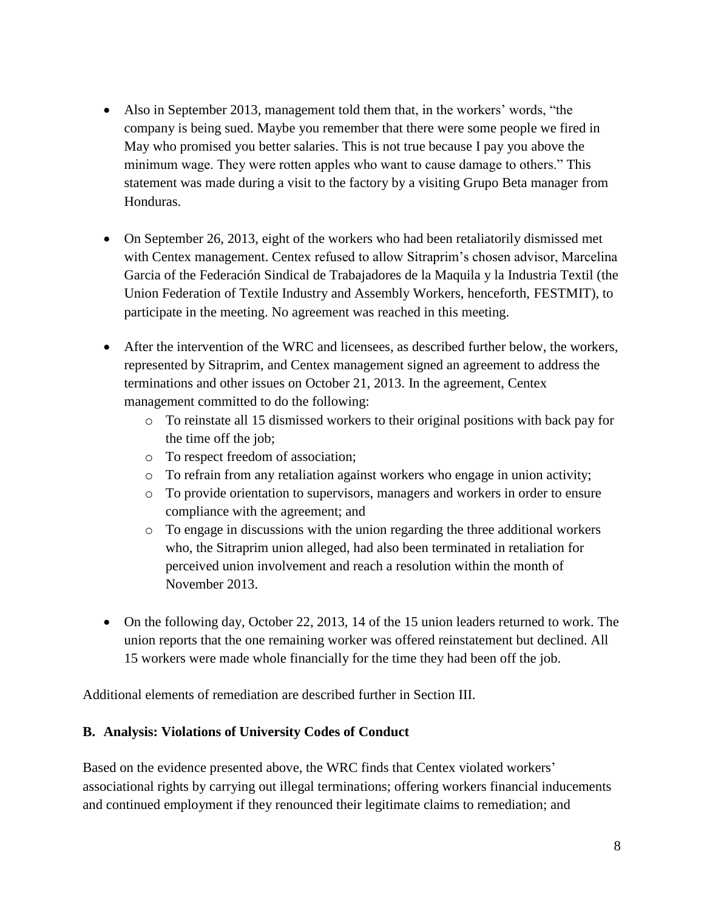- Also in September 2013, management told them that, in the workers' words, "the company is being sued. Maybe you remember that there were some people we fired in May who promised you better salaries. This is not true because I pay you above the minimum wage. They were rotten apples who want to cause damage to others." This statement was made during a visit to the factory by a visiting Grupo Beta manager from Honduras.

- On September 26, 2013, eight of the workers who had been retaliatorily dismissed met with Centex management. Centex refused to allow Sitraprim's chosen advisor, Marcelina Garcia of the Federación Sindical de Trabajadores de la Maquila y la Industria Textil (the Union Federation of Textile Industry and Assembly Workers, henceforth, FESTMIT), to participate in the meeting. No agreement was reached in this meeting.

- After the intervention of the WRC and licensees, as described further below, the workers, represented by Sitraprim, and Centex management signed an agreement to address the terminations and other issues on October 21, 2013. In the agreement, Centex management committed to do the following:
  - To reinstate all 15 dismissed workers to their original positions with back pay for the time off the job;
  - To respect freedom of association;
  - To refrain from any retaliation against workers who engage in union activity;
  - To provide orientation to supervisors, managers and workers in order to ensure compliance with the agreement; and
  - To engage in discussions with the union regarding the three additional workers who, the Sitraprim union alleged, had also been terminated in retaliation for perceived union involvement and reach a resolution within the month of November 2013.

- On the following day, October 22, 2013, 14 of the 15 union leaders returned to work. The union reports that the one remaining worker was offered reinstatement but declined. All 15 workers were made whole financially for the time they had been off the job.

Additional elements of remediation are described further in Section III.

**B. Analysis: Violations of University Codes of Conduct**

Based on the evidence presented above, the WRC finds that Centex violated workers' associational rights by carrying out illegal terminations; offering workers financial inducements and continued employment if they renounced their legitimate claims to remediation; and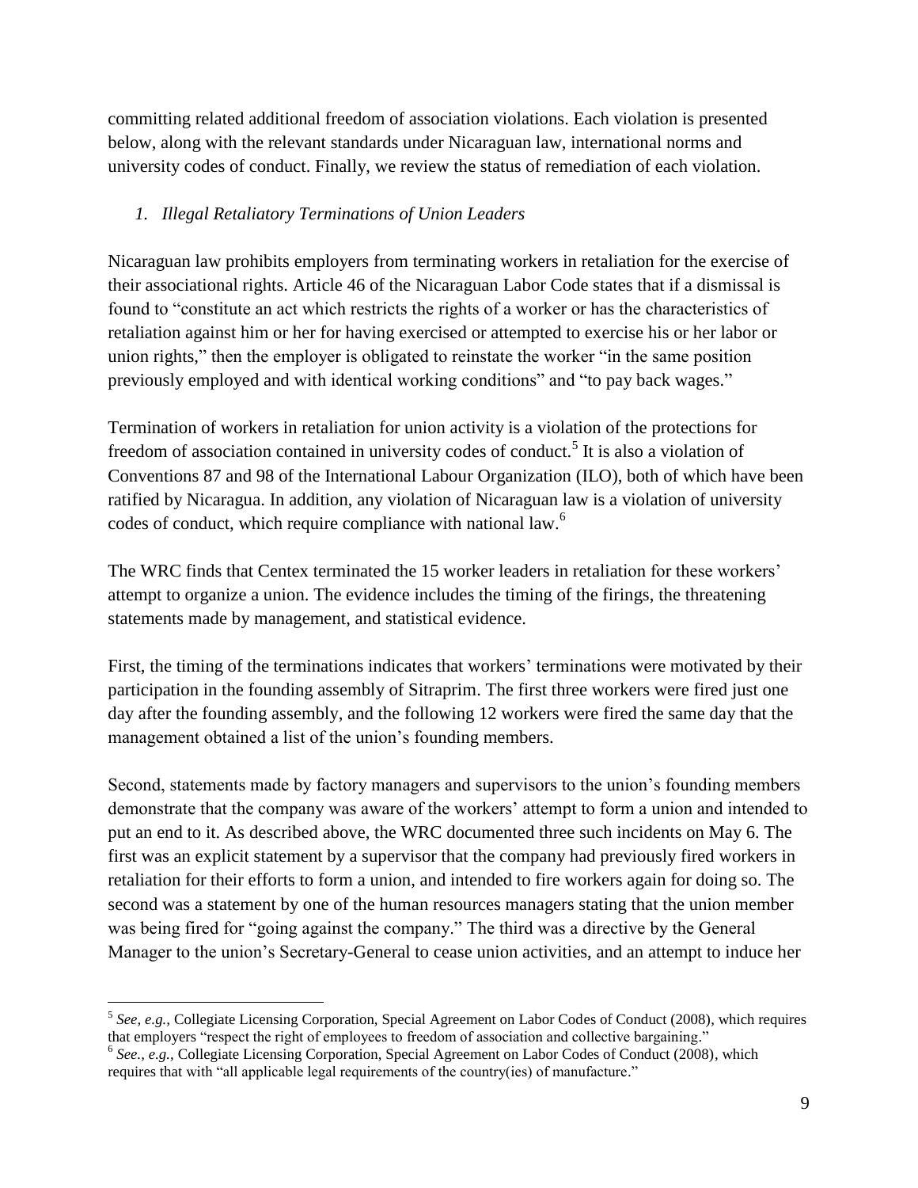committing related additional freedom of association violations. Each violation is presented below, along with the relevant standards under Nicaraguan law, international norms and university codes of conduct. Finally, we review the status of remediation of each violation.

### *1. Illegal Retaliatory Terminations of Union Leaders*

Nicaraguan law prohibits employers from terminating workers in retaliation for the exercise of their associational rights. Article 46 of the Nicaraguan Labor Code states that if a dismissal is found to "constitute an act which restricts the rights of a worker or has the characteristics of retaliation against him or her for having exercised or attempted to exercise his or her labor or union rights," then the employer is obligated to reinstate the worker "in the same position previously employed and with identical working conditions" and "to pay back wages."

Termination of workers in retaliation for union activity is a violation of the protections for freedom of association contained in university codes of conduct.[5] It is also a violation of Conventions 87 and 98 of the International Labour Organization (ILO), both of which have been ratified by Nicaragua. In addition, any violation of Nicaraguan law is a violation of university codes of conduct, which require compliance with national law.[6]

The WRC finds that Centex terminated the 15 worker leaders in retaliation for these workers' attempt to organize a union. The evidence includes the timing of the firings, the threatening statements made by management, and statistical evidence.

First, the timing of the terminations indicates that workers' terminations were motivated by their participation in the founding assembly of Sitraprim. The first three workers were fired just one day after the founding assembly, and the following 12 workers were fired the same day that the management obtained a list of the union's founding members.

Second, statements made by factory managers and supervisors to the union's founding members demonstrate that the company was aware of the workers' attempt to form a union and intended to put an end to it. As described above, the WRC documented three such incidents on May 6. The first was an explicit statement by a supervisor that the company had previously fired workers in retaliation for their efforts to form a union, and intended to fire workers again for doing so. The second was a statement by one of the human resources managers stating that the union member was being fired for "going against the company." The third was a directive by the General Manager to the union's Secretary-General to cease union activities, and an attempt to induce her

---

[5] *See, e.g.,* Collegiate Licensing Corporation, Special Agreement on Labor Codes of Conduct (2008), which requires that employers "respect the right of employees to freedom of association and collective bargaining."

[6] *See., e.g.,* Collegiate Licensing Corporation, Special Agreement on Labor Codes of Conduct (2008), which requires that with "all applicable legal requirements of the country(ies) of manufacture."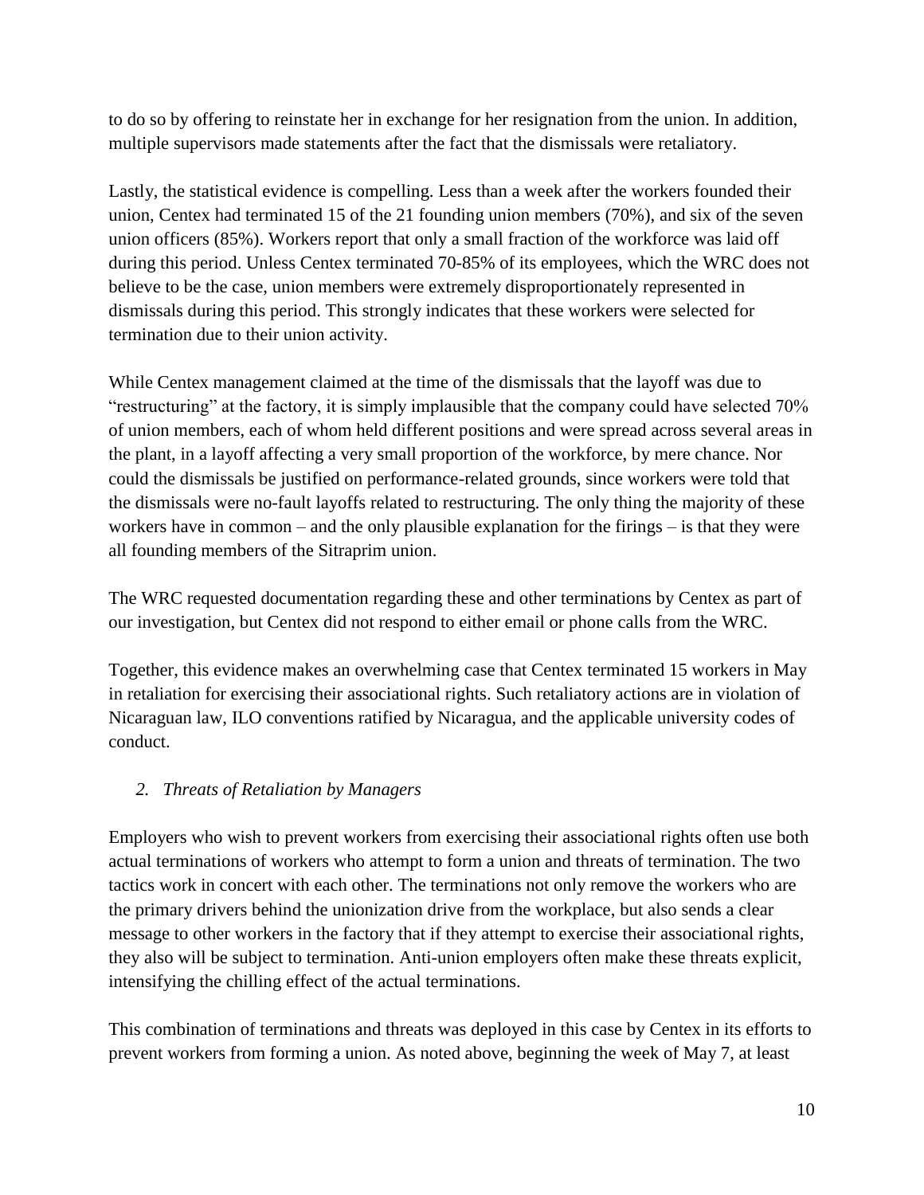to do so by offering to reinstate her in exchange for her resignation from the union. In addition, multiple supervisors made statements after the fact that the dismissals were retaliatory.

Lastly, the statistical evidence is compelling. Less than a week after the workers founded their union, Centex had terminated 15 of the 21 founding union members (70%), and six of the seven union officers (85%). Workers report that only a small fraction of the workforce was laid off during this period. Unless Centex terminated 70-85% of its employees, which the WRC does not believe to be the case, union members were extremely disproportionately represented in dismissals during this period. This strongly indicates that these workers were selected for termination due to their union activity.

While Centex management claimed at the time of the dismissals that the layoff was due to "restructuring" at the factory, it is simply implausible that the company could have selected 70% of union members, each of whom held different positions and were spread across several areas in the plant, in a layoff affecting a very small proportion of the workforce, by mere chance. Nor could the dismissals be justified on performance-related grounds, since workers were told that the dismissals were no-fault layoffs related to restructuring. The only thing the majority of these workers have in common – and the only plausible explanation for the firings – is that they were all founding members of the Sitraprim union.

The WRC requested documentation regarding these and other terminations by Centex as part of our investigation, but Centex did not respond to either email or phone calls from the WRC.

Together, this evidence makes an overwhelming case that Centex terminated 15 workers in May in retaliation for exercising their associational rights. Such retaliatory actions are in violation of Nicaraguan law, ILO conventions ratified by Nicaragua, and the applicable university codes of conduct.

### *2. Threats of Retaliation by Managers*

Employers who wish to prevent workers from exercising their associational rights often use both actual terminations of workers who attempt to form a union and threats of termination. The two tactics work in concert with each other. The terminations not only remove the workers who are the primary drivers behind the unionization drive from the workplace, but also sends a clear message to other workers in the factory that if they attempt to exercise their associational rights, they also will be subject to termination. Anti-union employers often make these threats explicit, intensifying the chilling effect of the actual terminations.

This combination of terminations and threats was deployed in this case by Centex in its efforts to prevent workers from forming a union. As noted above, beginning the week of May 7, at least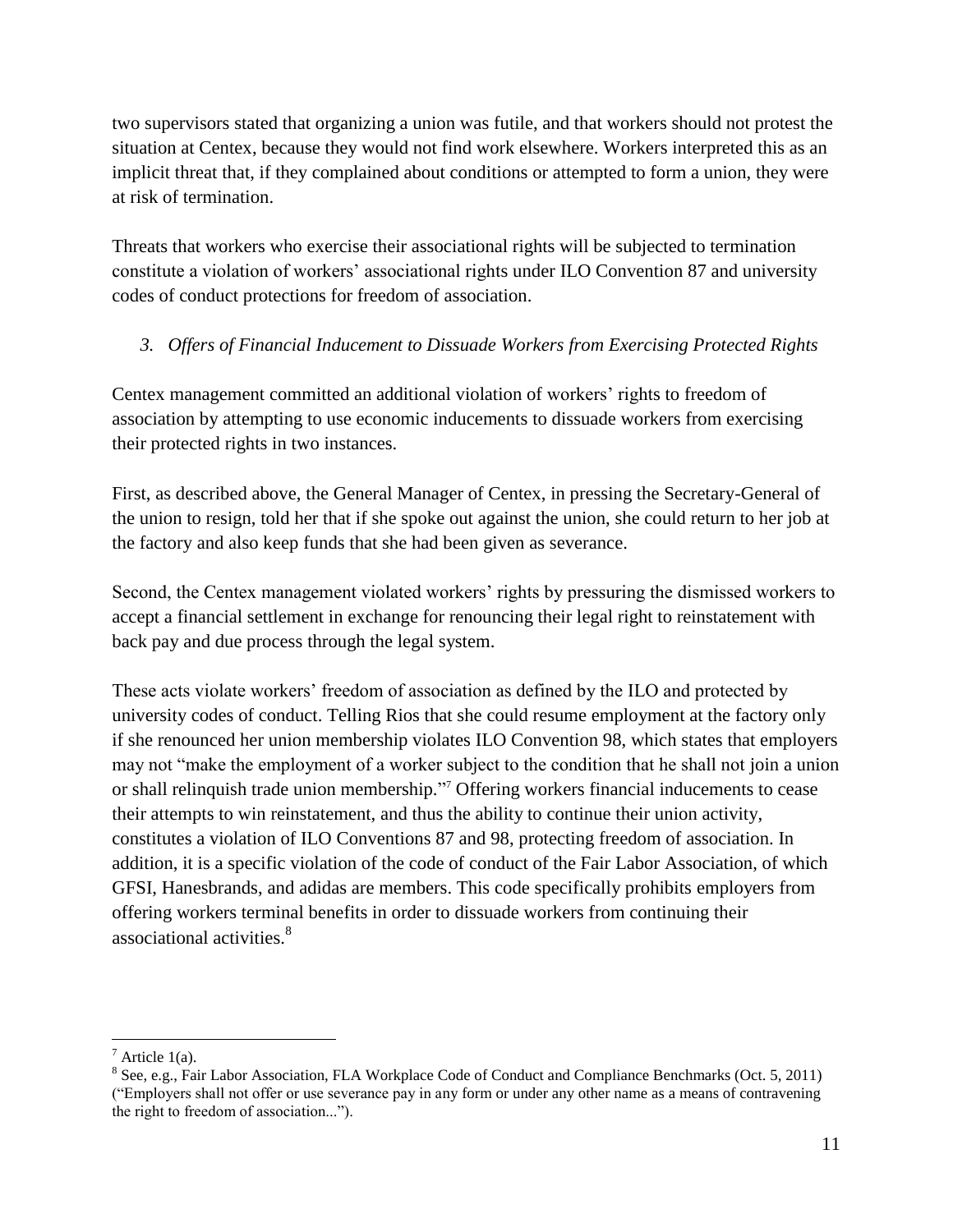two supervisors stated that organizing a union was futile, and that workers should not protest the situation at Centex, because they would not find work elsewhere. Workers interpreted this as an implicit threat that, if they complained about conditions or attempted to form a union, they were at risk of termination.

Threats that workers who exercise their associational rights will be subjected to termination constitute a violation of workers' associational rights under ILO Convention 87 and university codes of conduct protections for freedom of association.

### *3. Offers of Financial Inducement to Dissuade Workers from Exercising Protected Rights*

Centex management committed an additional violation of workers' rights to freedom of association by attempting to use economic inducements to dissuade workers from exercising their protected rights in two instances.

First, as described above, the General Manager of Centex, in pressing the Secretary-General of the union to resign, told her that if she spoke out against the union, she could return to her job at the factory and also keep funds that she had been given as severance.

Second, the Centex management violated workers' rights by pressuring the dismissed workers to accept a financial settlement in exchange for renouncing their legal right to reinstatement with back pay and due process through the legal system.

These acts violate workers' freedom of association as defined by the ILO and protected by university codes of conduct. Telling Rios that she could resume employment at the factory only if she renounced her union membership violates ILO Convention 98, which states that employers may not "make the employment of a worker subject to the condition that he shall not join a union or shall relinquish trade union membership."[7] Offering workers financial inducements to cease their attempts to win reinstatement, and thus the ability to continue their union activity, constitutes a violation of ILO Conventions 87 and 98, protecting freedom of association. In addition, it is a specific violation of the code of conduct of the Fair Labor Association, of which GFSI, Hanesbrands, and adidas are members. This code specifically prohibits employers from offering workers terminal benefits in order to dissuade workers from continuing their associational activities.[8]

---

[7] Article 1(a).

[8] See, e.g., Fair Labor Association, FLA Workplace Code of Conduct and Compliance Benchmarks (Oct. 5, 2011) ("Employers shall not offer or use severance pay in any form or under any other name as a means of contravening the right to freedom of association...").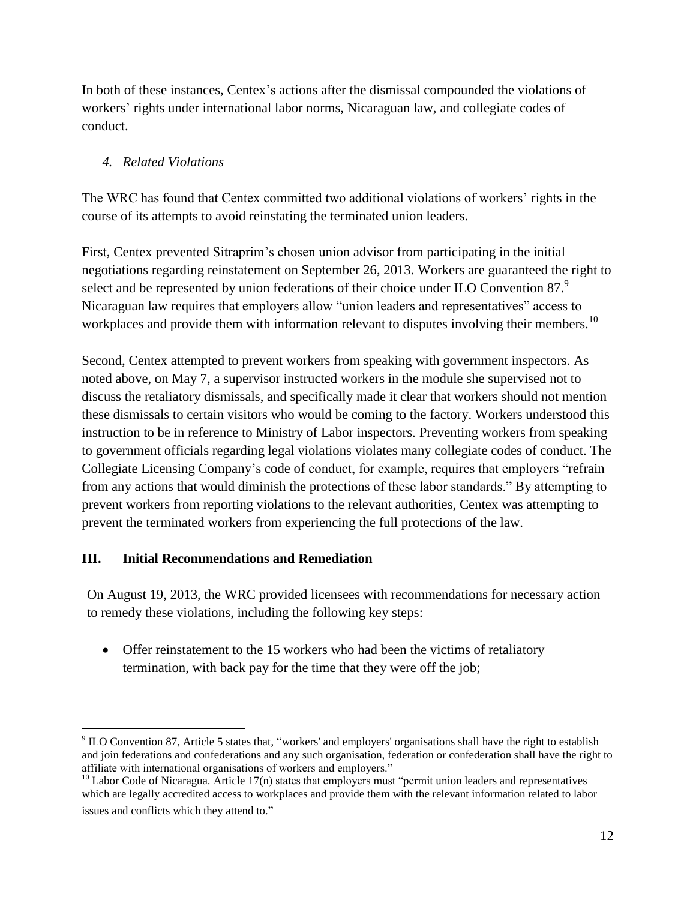In both of these instances, Centex's actions after the dismissal compounded the violations of workers' rights under international labor norms, Nicaraguan law, and collegiate codes of conduct.

### *4. Related Violations*

The WRC has found that Centex committed two additional violations of workers' rights in the course of its attempts to avoid reinstating the terminated union leaders.

First, Centex prevented Sitraprim's chosen union advisor from participating in the initial negotiations regarding reinstatement on September 26, 2013. Workers are guaranteed the right to select and be represented by union federations of their choice under ILO Convention 87.[9] Nicaraguan law requires that employers allow "union leaders and representatives" access to workplaces and provide them with information relevant to disputes involving their members.[10]

Second, Centex attempted to prevent workers from speaking with government inspectors. As noted above, on May 7, a supervisor instructed workers in the module she supervised not to discuss the retaliatory dismissals, and specifically made it clear that workers should not mention these dismissals to certain visitors who would be coming to the factory. Workers understood this instruction to be in reference to Ministry of Labor inspectors. Preventing workers from speaking to government officials regarding legal violations violates many collegiate codes of conduct. The Collegiate Licensing Company's code of conduct, for example, requires that employers "refrain from any actions that would diminish the protections of these labor standards." By attempting to prevent workers from reporting violations to the relevant authorities, Centex was attempting to prevent the terminated workers from experiencing the full protections of the law.

## III. Initial Recommendations and Remediation

On August 19, 2013, the WRC provided licensees with recommendations for necessary action to remedy these violations, including the following key steps:

- Offer reinstatement to the 15 workers who had been the victims of retaliatory termination, with back pay for the time that they were off the job;

---

[9] ILO Convention 87, Article 5 states that, "workers' and employers' organisations shall have the right to establish and join federations and confederations and any such organisation, federation or confederation shall have the right to affiliate with international organisations of workers and employers."

[10] Labor Code of Nicaragua. Article 17(n) states that employers must "permit union leaders and representatives which are legally accredited access to workplaces and provide them with the relevant information related to labor issues and conflicts which they attend to."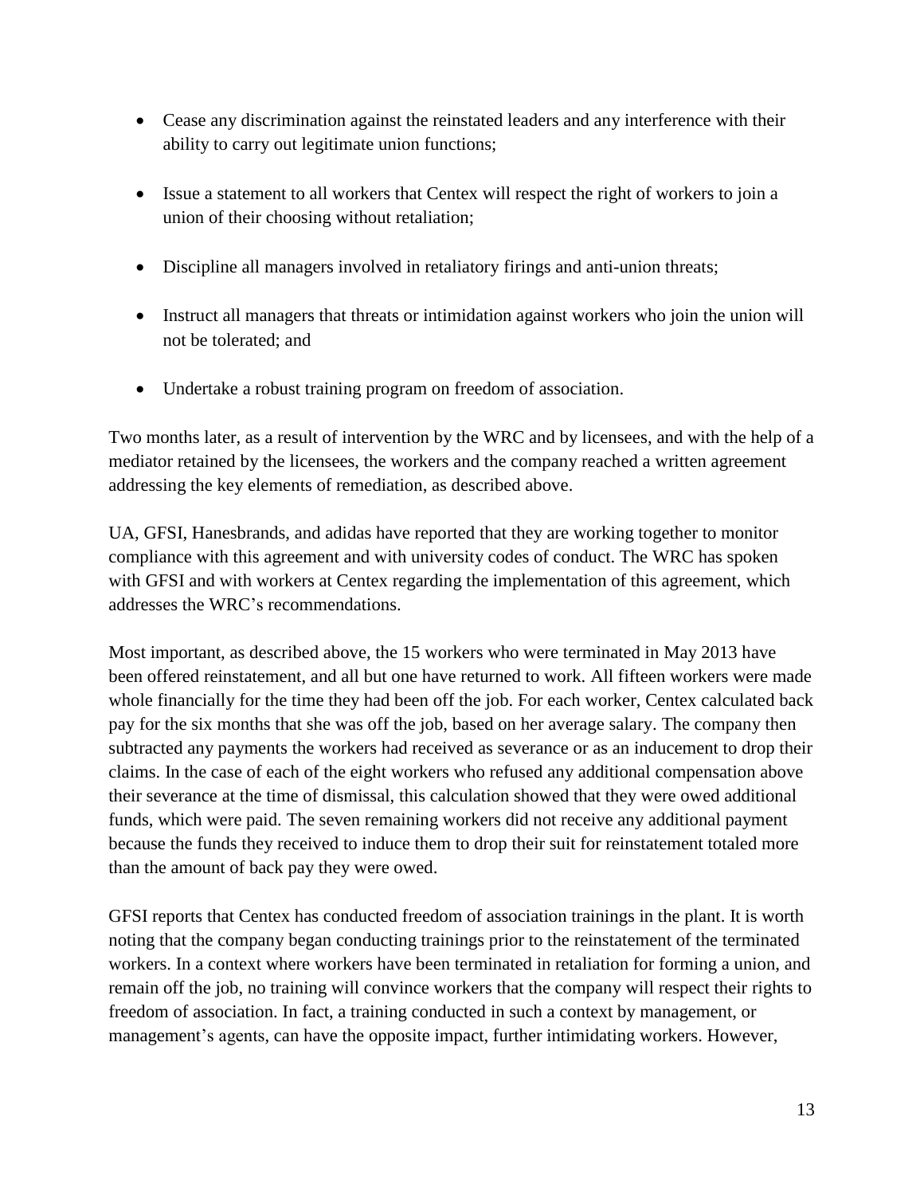- Cease any discrimination against the reinstated leaders and any interference with their ability to carry out legitimate union functions;
- Issue a statement to all workers that Centex will respect the right of workers to join a union of their choosing without retaliation;
- Discipline all managers involved in retaliatory firings and anti-union threats;
- Instruct all managers that threats or intimidation against workers who join the union will not be tolerated; and
- Undertake a robust training program on freedom of association.

Two months later, as a result of intervention by the WRC and by licensees, and with the help of a mediator retained by the licensees, the workers and the company reached a written agreement addressing the key elements of remediation, as described above.

UA, GFSI, Hanesbrands, and adidas have reported that they are working together to monitor compliance with this agreement and with university codes of conduct. The WRC has spoken with GFSI and with workers at Centex regarding the implementation of this agreement, which addresses the WRC's recommendations.

Most important, as described above, the 15 workers who were terminated in May 2013 have been offered reinstatement, and all but one have returned to work. All fifteen workers were made whole financially for the time they had been off the job. For each worker, Centex calculated back pay for the six months that she was off the job, based on her average salary. The company then subtracted any payments the workers had received as severance or as an inducement to drop their claims. In the case of each of the eight workers who refused any additional compensation above their severance at the time of dismissal, this calculation showed that they were owed additional funds, which were paid. The seven remaining workers did not receive any additional payment because the funds they received to induce them to drop their suit for reinstatement totaled more than the amount of back pay they were owed.

GFSI reports that Centex has conducted freedom of association trainings in the plant. It is worth noting that the company began conducting trainings prior to the reinstatement of the terminated workers. In a context where workers have been terminated in retaliation for forming a union, and remain off the job, no training will convince workers that the company will respect their rights to freedom of association. In fact, a training conducted in such a context by management, or management's agents, can have the opposite impact, further intimidating workers. However,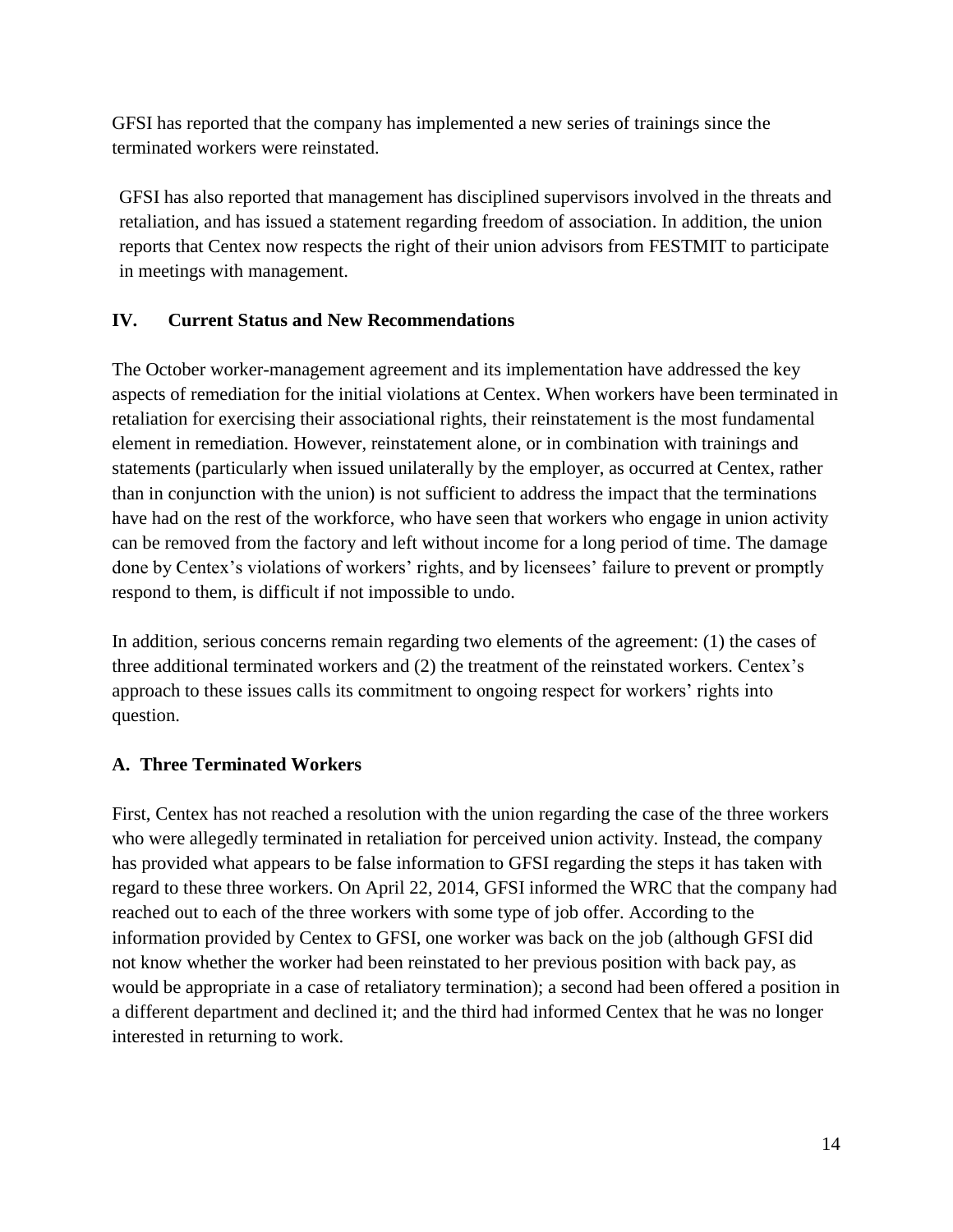GFSI has reported that the company has implemented a new series of trainings since the terminated workers were reinstated.

GFSI has also reported that management has disciplined supervisors involved in the threats and retaliation, and has issued a statement regarding freedom of association. In addition, the union reports that Centex now respects the right of their union advisors from FESTMIT to participate in meetings with management.

## IV. Current Status and New Recommendations

The October worker-management agreement and its implementation have addressed the key aspects of remediation for the initial violations at Centex. When workers have been terminated in retaliation for exercising their associational rights, their reinstatement is the most fundamental element in remediation. However, reinstatement alone, or in combination with trainings and statements (particularly when issued unilaterally by the employer, as occurred at Centex, rather than in conjunction with the union) is not sufficient to address the impact that the terminations have had on the rest of the workforce, who have seen that workers who engage in union activity can be removed from the factory and left without income for a long period of time. The damage done by Centex's violations of workers' rights, and by licensees' failure to prevent or promptly respond to them, is difficult if not impossible to undo.

In addition, serious concerns remain regarding two elements of the agreement: (1) the cases of three additional terminated workers and (2) the treatment of the reinstated workers. Centex's approach to these issues calls its commitment to ongoing respect for workers' rights into question.

### A. Three Terminated Workers

First, Centex has not reached a resolution with the union regarding the case of the three workers who were allegedly terminated in retaliation for perceived union activity. Instead, the company has provided what appears to be false information to GFSI regarding the steps it has taken with regard to these three workers. On April 22, 2014, GFSI informed the WRC that the company had reached out to each of the three workers with some type of job offer. According to the information provided by Centex to GFSI, one worker was back on the job (although GFSI did not know whether the worker had been reinstated to her previous position with back pay, as would be appropriate in a case of retaliatory termination); a second had been offered a position in a different department and declined it; and the third had informed Centex that he was no longer interested in returning to work.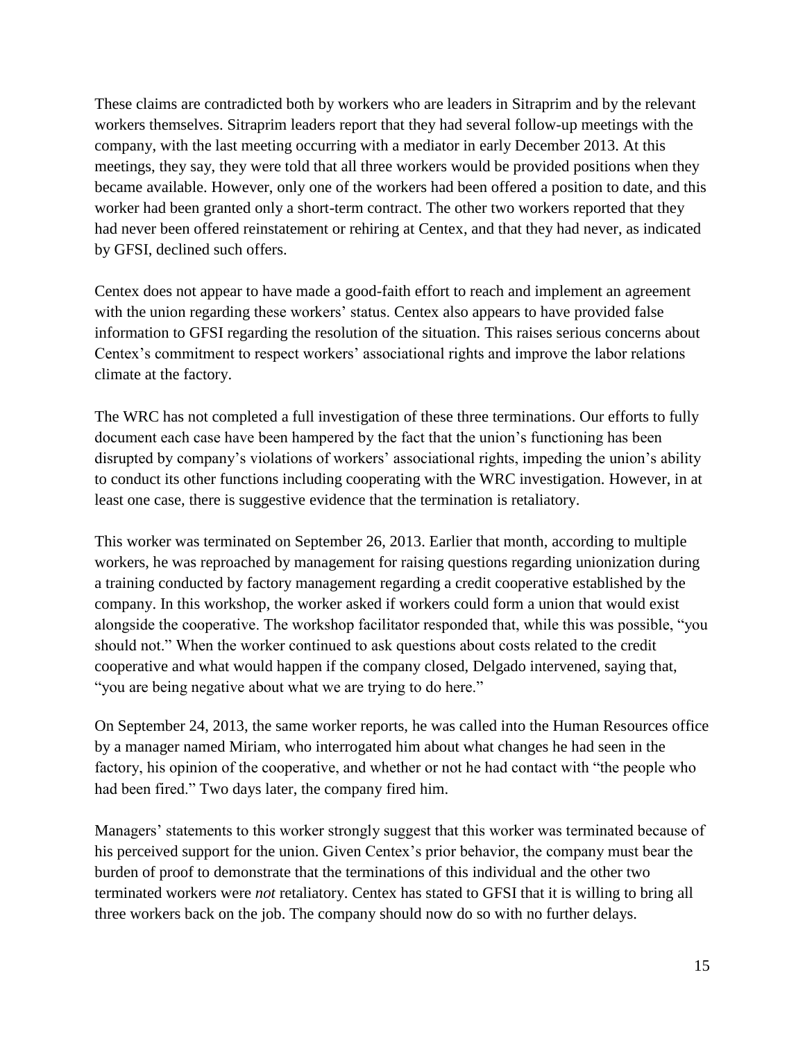These claims are contradicted both by workers who are leaders in Sitraprim and by the relevant workers themselves. Sitraprim leaders report that they had several follow-up meetings with the company, with the last meeting occurring with a mediator in early December 2013. At this meetings, they say, they were told that all three workers would be provided positions when they became available. However, only one of the workers had been offered a position to date, and this worker had been granted only a short-term contract. The other two workers reported that they had never been offered reinstatement or rehiring at Centex, and that they had never, as indicated by GFSI, declined such offers.

Centex does not appear to have made a good-faith effort to reach and implement an agreement with the union regarding these workers' status. Centex also appears to have provided false information to GFSI regarding the resolution of the situation. This raises serious concerns about Centex's commitment to respect workers' associational rights and improve the labor relations climate at the factory.

The WRC has not completed a full investigation of these three terminations. Our efforts to fully document each case have been hampered by the fact that the union's functioning has been disrupted by company's violations of workers' associational rights, impeding the union's ability to conduct its other functions including cooperating with the WRC investigation. However, in at least one case, there is suggestive evidence that the termination is retaliatory.

This worker was terminated on September 26, 2013. Earlier that month, according to multiple workers, he was reproached by management for raising questions regarding unionization during a training conducted by factory management regarding a credit cooperative established by the company. In this workshop, the worker asked if workers could form a union that would exist alongside the cooperative. The workshop facilitator responded that, while this was possible, "you should not." When the worker continued to ask questions about costs related to the credit cooperative and what would happen if the company closed, Delgado intervened, saying that, "you are being negative about what we are trying to do here."

On September 24, 2013, the same worker reports, he was called into the Human Resources office by a manager named Miriam, who interrogated him about what changes he had seen in the factory, his opinion of the cooperative, and whether or not he had contact with "the people who had been fired." Two days later, the company fired him.

Managers' statements to this worker strongly suggest that this worker was terminated because of his perceived support for the union. Given Centex's prior behavior, the company must bear the burden of proof to demonstrate that the terminations of this individual and the other two terminated workers were *not* retaliatory. Centex has stated to GFSI that it is willing to bring all three workers back on the job. The company should now do so with no further delays.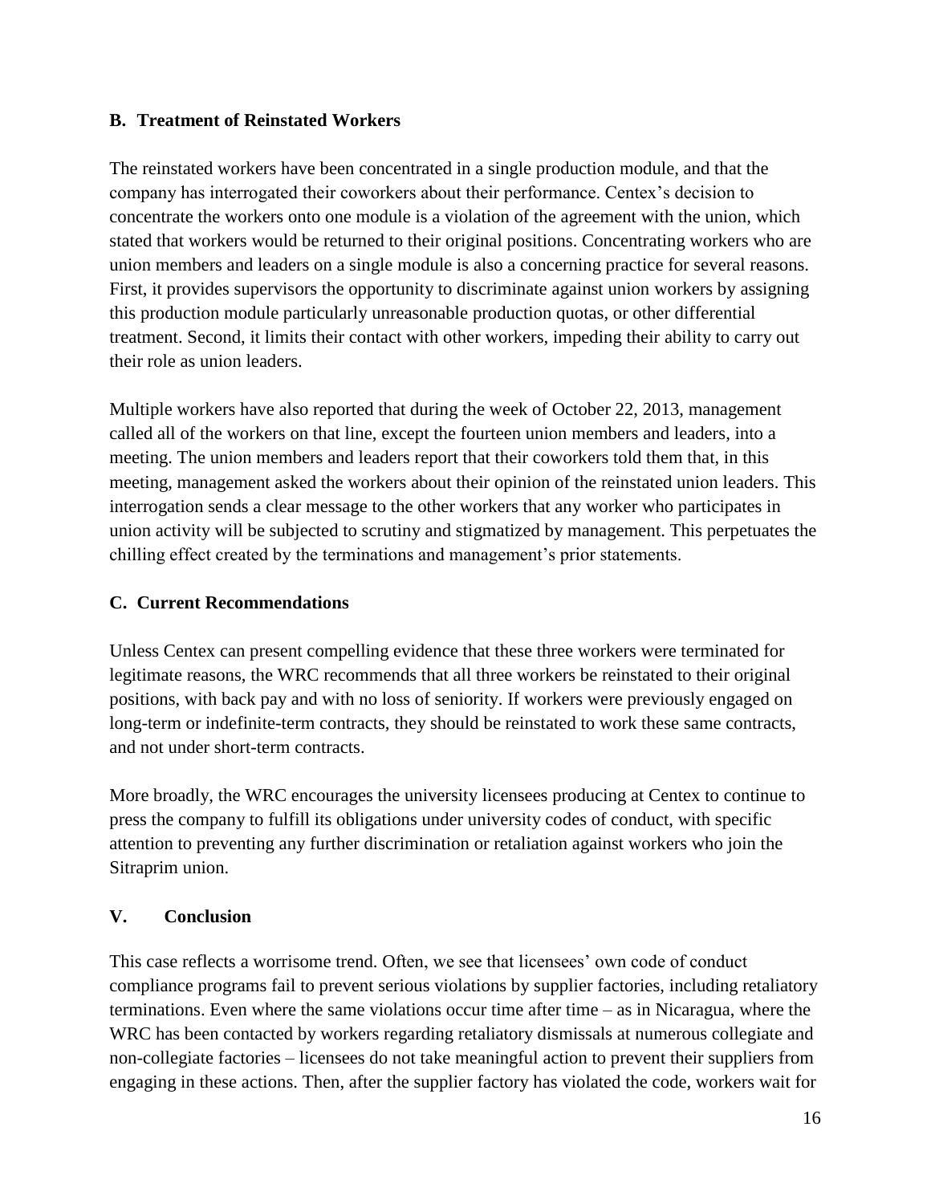### B. Treatment of Reinstated Workers

The reinstated workers have been concentrated in a single production module, and that the company has interrogated their coworkers about their performance. Centex's decision to concentrate the workers onto one module is a violation of the agreement with the union, which stated that workers would be returned to their original positions. Concentrating workers who are union members and leaders on a single module is also a concerning practice for several reasons. First, it provides supervisors the opportunity to discriminate against union workers by assigning this production module particularly unreasonable production quotas, or other differential treatment. Second, it limits their contact with other workers, impeding their ability to carry out their role as union leaders.

Multiple workers have also reported that during the week of October 22, 2013, management called all of the workers on that line, except the fourteen union members and leaders, into a meeting. The union members and leaders report that their coworkers told them that, in this meeting, management asked the workers about their opinion of the reinstated union leaders. This interrogation sends a clear message to the other workers that any worker who participates in union activity will be subjected to scrutiny and stigmatized by management. This perpetuates the chilling effect created by the terminations and management's prior statements.

### C. Current Recommendations

Unless Centex can present compelling evidence that these three workers were terminated for legitimate reasons, the WRC recommends that all three workers be reinstated to their original positions, with back pay and with no loss of seniority. If workers were previously engaged on long-term or indefinite-term contracts, they should be reinstated to work these same contracts, and not under short-term contracts.

More broadly, the WRC encourages the university licensees producing at Centex to continue to press the company to fulfill its obligations under university codes of conduct, with specific attention to preventing any further discrimination or retaliation against workers who join the Sitraprim union.

## V. Conclusion

This case reflects a worrisome trend. Often, we see that licensees' own code of conduct compliance programs fail to prevent serious violations by supplier factories, including retaliatory terminations. Even where the same violations occur time after time – as in Nicaragua, where the WRC has been contacted by workers regarding retaliatory dismissals at numerous collegiate and non-collegiate factories – licensees do not take meaningful action to prevent their suppliers from engaging in these actions. Then, after the supplier factory has violated the code, workers wait for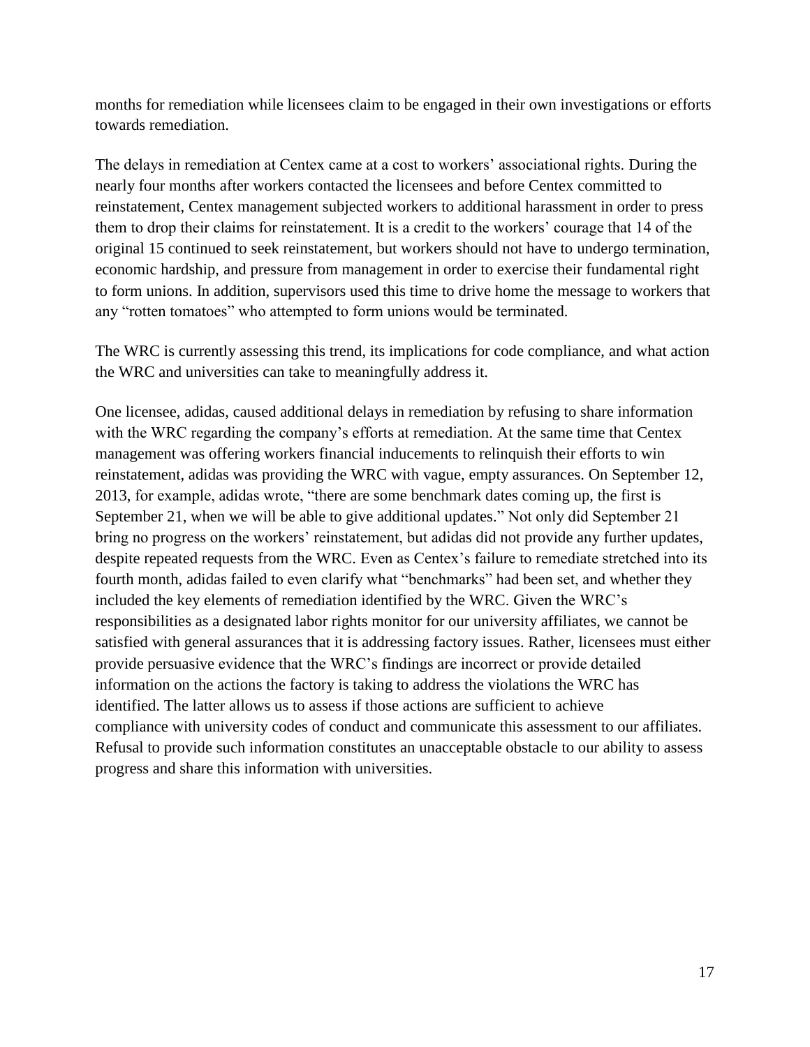months for remediation while licensees claim to be engaged in their own investigations or efforts towards remediation.

The delays in remediation at Centex came at a cost to workers' associational rights. During the nearly four months after workers contacted the licensees and before Centex committed to reinstatement, Centex management subjected workers to additional harassment in order to press them to drop their claims for reinstatement. It is a credit to the workers' courage that 14 of the original 15 continued to seek reinstatement, but workers should not have to undergo termination, economic hardship, and pressure from management in order to exercise their fundamental right to form unions. In addition, supervisors used this time to drive home the message to workers that any "rotten tomatoes" who attempted to form unions would be terminated.

The WRC is currently assessing this trend, its implications for code compliance, and what action the WRC and universities can take to meaningfully address it.

One licensee, adidas, caused additional delays in remediation by refusing to share information with the WRC regarding the company's efforts at remediation. At the same time that Centex management was offering workers financial inducements to relinquish their efforts to win reinstatement, adidas was providing the WRC with vague, empty assurances. On September 12, 2013, for example, adidas wrote, "there are some benchmark dates coming up, the first is September 21, when we will be able to give additional updates." Not only did September 21 bring no progress on the workers' reinstatement, but adidas did not provide any further updates, despite repeated requests from the WRC. Even as Centex's failure to remediate stretched into its fourth month, adidas failed to even clarify what "benchmarks" had been set, and whether they included the key elements of remediation identified by the WRC. Given the WRC's responsibilities as a designated labor rights monitor for our university affiliates, we cannot be satisfied with general assurances that it is addressing factory issues. Rather, licensees must either provide persuasive evidence that the WRC's findings are incorrect or provide detailed information on the actions the factory is taking to address the violations the WRC has identified. The latter allows us to assess if those actions are sufficient to achieve compliance with university codes of conduct and communicate this assessment to our affiliates. Refusal to provide such information constitutes an unacceptable obstacle to our ability to assess progress and share this information with universities.